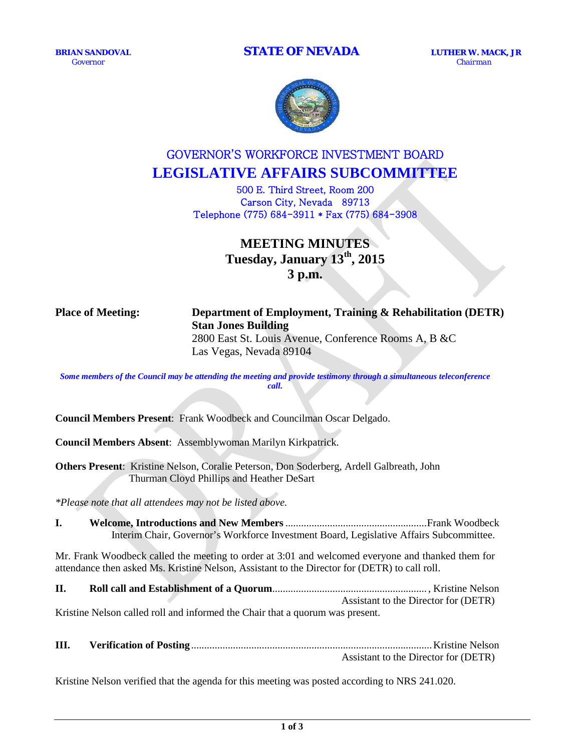**BRIAN SANDOVAL**
Governor

**STATE OF NEVADA**

**LUTHER W. MACK, JR**
Chairman

# GOVERNOR'S WORKFORCE INVESTMENT BOARD

# LEGISLATIVE AFFAIRS SUBCOMMITTEE

500 E. Third Street, Room 200
Carson City, Nevada 89713
Telephone (775) 684-3911 * Fax (775) 684-3908

## MEETING MINUTES
## Tuesday, January 13th, 2015
## 3 p.m.

**Place of Meeting:** **Department of Employment, Training & Rehabilitation (DETR)**
**Stan Jones Building**
2800 East St. Louis Avenue, Conference Rooms A, B &C
Las Vegas, Nevada 89104

***Some members of the Council may be attending the meeting and provide testimony through a simultaneous teleconference call.***

**Council Members Present**: Frank Woodbeck and Councilman Oscar Delgado.

**Council Members Absent**: Assemblywoman Marilyn Kirkpatrick.

**Others Present**: Kristine Nelson, Coralie Peterson, Don Soderberg, Ardell Galbreath, John Thurman Cloyd Phillips and Heather DeSart

*\*Please note that all attendees may not be listed above.*

**I. Welcome, Introductions and New Members** ..................................................... Frank Woodbeck
Interim Chair, Governor's Workforce Investment Board, Legislative Affairs Subcommittee.

Mr. Frank Woodbeck called the meeting to order at 3:01 and welcomed everyone and thanked them for attendance then asked Ms. Kristine Nelson, Assistant to the Director for (DETR) to call roll.

**II. Roll call and Establishment of a Quorum** .........................................................., Kristine Nelson
Assistant to the Director for (DETR)

Kristine Nelson called roll and informed the Chair that a quorum was present.

**III. Verification of Posting** .......................................................................................... Kristine Nelson
Assistant to the Director for (DETR)

Kristine Nelson verified that the agenda for this meeting was posted according to NRS 241.020.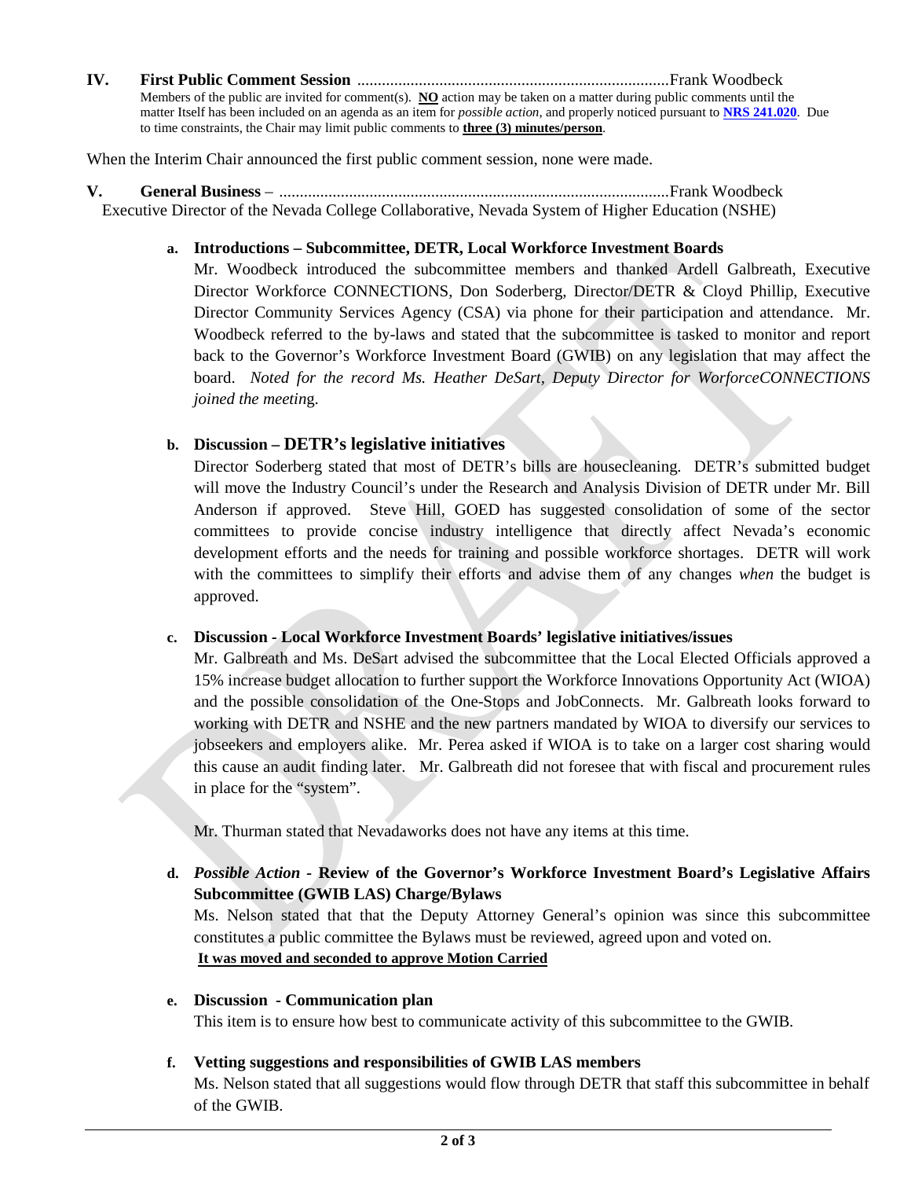**IV. First Public Comment Session** ............................................................................Frank Woodbeck

Members of the public are invited for comment(s). **NO** action may be taken on a matter during public comments until the matter Itself has been included on an agenda as an item for *possible action*, and properly noticed pursuant to **NRS 241.020**. Due to time constraints, the Chair may limit public comments to **three (3) minutes/person**.

When the Interim Chair announced the first public comment session, none were made.

**V. General Business** – ...............................................................................................Frank Woodbeck

Executive Director of the Nevada College Collaborative, Nevada System of Higher Education (NSHE)

**a. Introductions – Subcommittee, DETR, Local Workforce Investment Boards**

Mr. Woodbeck introduced the subcommittee members and thanked Ardell Galbreath, Executive Director Workforce CONNECTIONS, Don Soderberg, Director/DETR & Cloyd Phillip, Executive Director Community Services Agency (CSA) via phone for their participation and attendance. Mr. Woodbeck referred to the by-laws and stated that the subcommittee is tasked to monitor and report back to the Governor's Workforce Investment Board (GWIB) on any legislation that may affect the board. *Noted for the record Ms. Heather DeSart, Deputy Director for WorforceCONNECTIONS joined the meeting.*

**b. Discussion – DETR's legislative initiatives**

Director Soderberg stated that most of DETR's bills are housecleaning. DETR's submitted budget will move the Industry Council's under the Research and Analysis Division of DETR under Mr. Bill Anderson if approved. Steve Hill, GOED has suggested consolidation of some of the sector committees to provide concise industry intelligence that directly affect Nevada's economic development efforts and the needs for training and possible workforce shortages. DETR will work with the committees to simplify their efforts and advise them of any changes *when* the budget is approved.

**c. Discussion - Local Workforce Investment Boards' legislative initiatives/issues**

Mr. Galbreath and Ms. DeSart advised the subcommittee that the Local Elected Officials approved a 15% increase budget allocation to further support the Workforce Innovations Opportunity Act (WIOA) and the possible consolidation of the One-Stops and JobConnects. Mr. Galbreath looks forward to working with DETR and NSHE and the new partners mandated by WIOA to diversify our services to jobseekers and employers alike. Mr. Perea asked if WIOA is to take on a larger cost sharing would this cause an audit finding later. Mr. Galbreath did not foresee that with fiscal and procurement rules in place for the "system".

Mr. Thurman stated that Nevadaworks does not have any items at this time.

**d. *Possible Action* - Review of the Governor's Workforce Investment Board's Legislative Affairs Subcommittee (GWIB LAS) Charge/Bylaws**

Ms. Nelson stated that that the Deputy Attorney General's opinion was since this subcommittee constitutes a public committee the Bylaws must be reviewed, agreed upon and voted on.

**It was moved and seconded to approve Motion Carried**

**e. Discussion - Communication plan**

This item is to ensure how best to communicate activity of this subcommittee to the GWIB.

**f. Vetting suggestions and responsibilities of GWIB LAS members**

Ms. Nelson stated that all suggestions would flow through DETR that staff this subcommittee in behalf of the GWIB.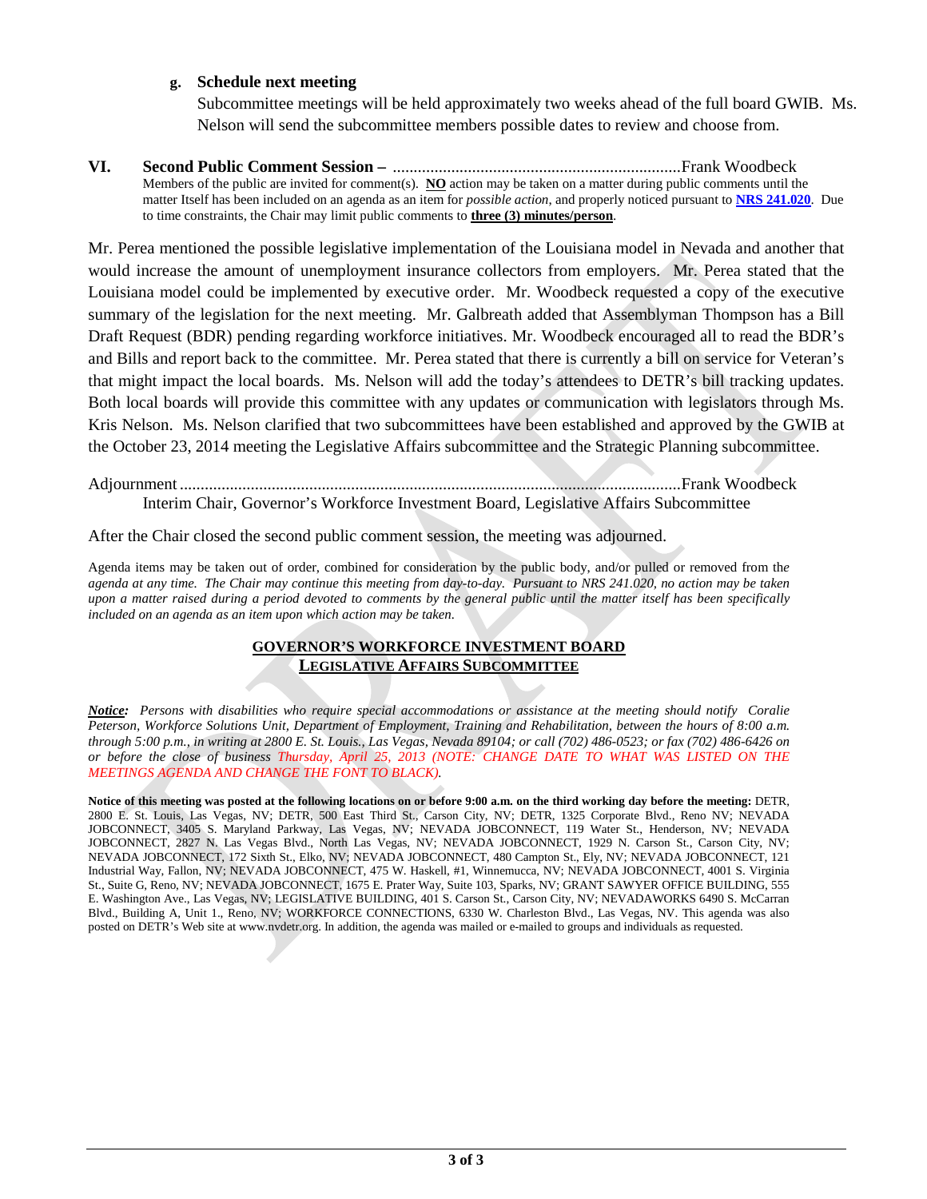**g. Schedule next meeting**

Subcommittee meetings will be held approximately two weeks ahead of the full board GWIB. Ms. Nelson will send the subcommittee members possible dates to review and choose from.

**VI. Second Public Comment Session –** ....................................................................Frank Woodbeck

Members of the public are invited for comment(s). **NO** action may be taken on a matter during public comments until the matter Itself has been included on an agenda as an item for *possible action*, and properly noticed pursuant to **NRS 241.020**. Due to time constraints, the Chair may limit public comments to **three (3) minutes/person**.

Mr. Perea mentioned the possible legislative implementation of the Louisiana model in Nevada and another that would increase the amount of unemployment insurance collectors from employers. Mr. Perea stated that the Louisiana model could be implemented by executive order. Mr. Woodbeck requested a copy of the executive summary of the legislation for the next meeting. Mr. Galbreath added that Assemblyman Thompson has a Bill Draft Request (BDR) pending regarding workforce initiatives. Mr. Woodbeck encouraged all to read the BDR's and Bills and report back to the committee. Mr. Perea stated that there is currently a bill on service for Veteran's that might impact the local boards. Ms. Nelson will add the today's attendees to DETR's bill tracking updates. Both local boards will provide this committee with any updates or communication with legislators through Ms. Kris Nelson. Ms. Nelson clarified that two subcommittees have been established and approved by the GWIB at the October 23, 2014 meeting the Legislative Affairs subcommittee and the Strategic Planning subcommittee.

Adjournment.......................................................................................................................Frank Woodbeck

Interim Chair, Governor's Workforce Investment Board, Legislative Affairs Subcommittee

After the Chair closed the second public comment session, the meeting was adjourned.

Agenda items may be taken out of order, combined for consideration by the public body, and/or pulled or removed from the *agenda at any time. The Chair may continue this meeting from day-to-day. Pursuant to NRS 241.020, no action may be taken upon a matter raised during a period devoted to comments by the general public until the matter itself has been specifically included on an agenda as an item upon which action may be taken.*

**GOVERNOR'S WORKFORCE INVESTMENT BOARD**
**LEGISLATIVE AFFAIRS SUBCOMMITTEE**

***Notice:*** *Persons with disabilities who require special accommodations or assistance at the meeting should notify Coralie Peterson, Workforce Solutions Unit, Department of Employment, Training and Rehabilitation, between the hours of 8:00 a.m. through 5:00 p.m., in writing at 2800 E. St. Louis., Las Vegas, Nevada 89104; or call (702) 486-0523; or fax (702) 486-6426 on or before the close of business Thursday, April 25, 2013 (NOTE: CHANGE DATE TO WHAT WAS LISTED ON THE MEETINGS AGENDA AND CHANGE THE FONT TO BLACK).*

**Notice of this meeting was posted at the following locations on or before 9:00 a.m. on the third working day before the meeting:** DETR, 2800 E. St. Louis, Las Vegas, NV; DETR, 500 East Third St., Carson City, NV; DETR, 1325 Corporate Blvd., Reno NV; NEVADA JOBCONNECT, 3405 S. Maryland Parkway, Las Vegas, NV; NEVADA JOBCONNECT, 119 Water St., Henderson, NV; NEVADA JOBCONNECT, 2827 N. Las Vegas Blvd., North Las Vegas, NV; NEVADA JOBCONNECT, 1929 N. Carson St., Carson City, NV; NEVADA JOBCONNECT, 172 Sixth St., Elko, NV; NEVADA JOBCONNECT, 480 Campton St., Ely, NV; NEVADA JOBCONNECT, 121 Industrial Way, Fallon, NV; NEVADA JOBCONNECT, 475 W. Haskell, #1, Winnemucca, NV; NEVADA JOBCONNECT, 4001 S. Virginia St., Suite G, Reno, NV; NEVADA JOBCONNECT, 1675 E. Prater Way, Suite 103, Sparks, NV; GRANT SAWYER OFFICE BUILDING, 555 E. Washington Ave., Las Vegas, NV; LEGISLATIVE BUILDING, 401 S. Carson St., Carson City, NV; NEVADAWORKS 6490 S. McCarran Blvd., Building A, Unit 1., Reno, NV; WORKFORCE CONNECTIONS, 6330 W. Charleston Blvd., Las Vegas, NV. This agenda was also posted on DETR's Web site at www.nvdetr.org. In addition, the agenda was mailed or e-mailed to groups and individuals as requested.